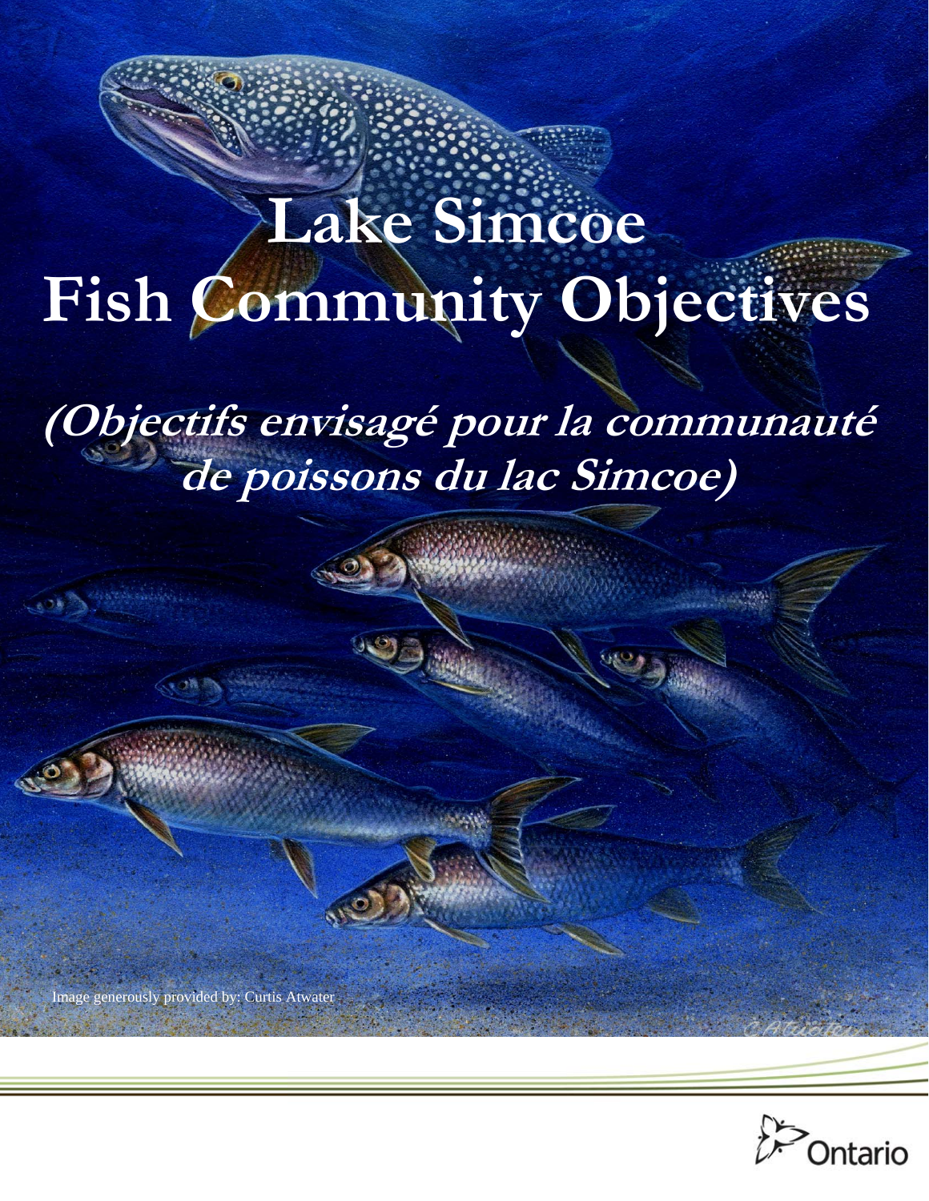# Lake Simcoe Fish Community Objectives

## *(Objectifs envisagé pour la communauté de poissons du lac Simcoe)*

Image generously provided by: Curtis Atwater

Ontario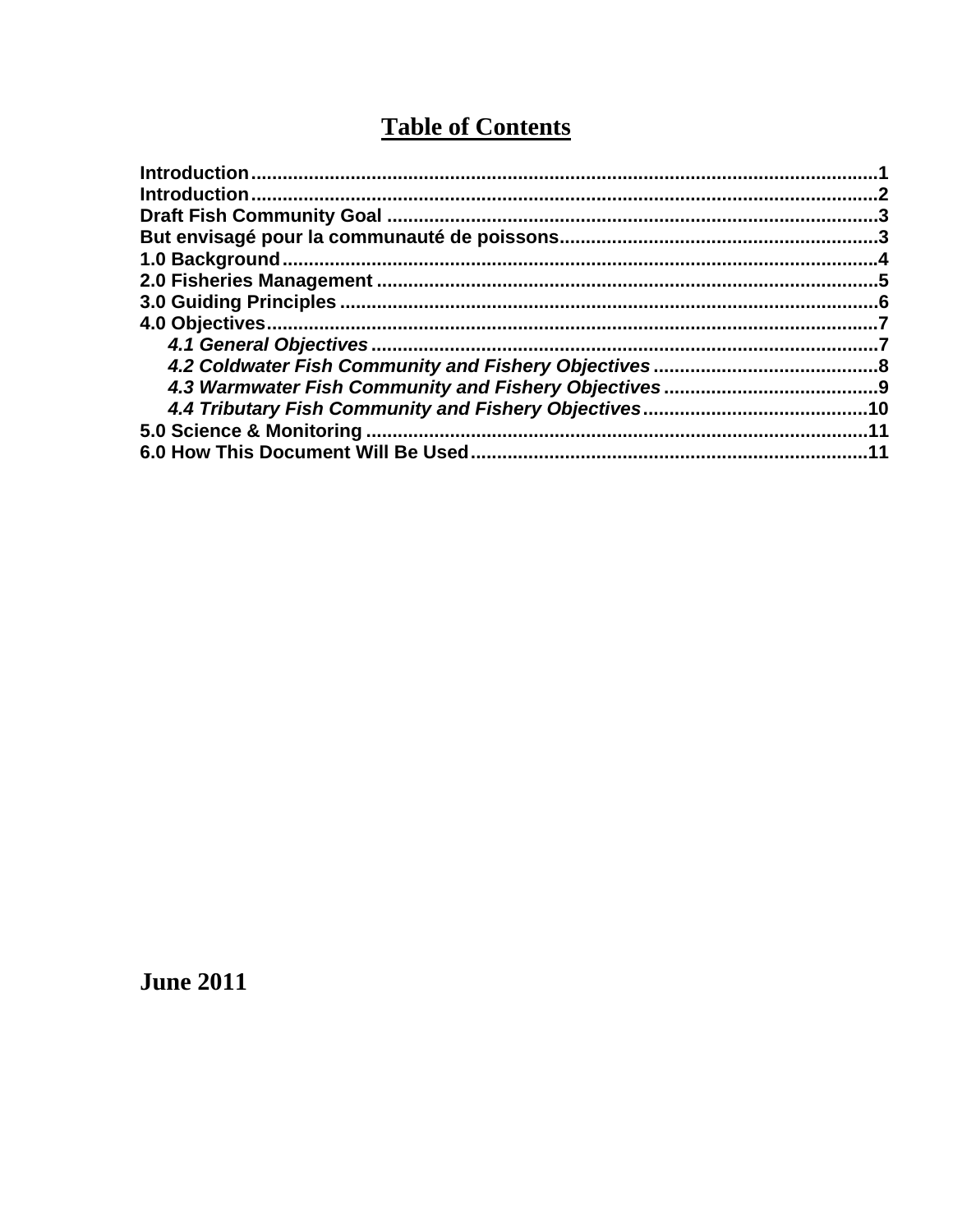# Table of Contents

Introduction....................................................................................................................1
Introduction....................................................................................................................2
Draft Fish Community Goal ...........................................................................................3
But envisagé pour la communauté de poissons...........................................................3
1.0 Background...............................................................................................................4
2.0 Fisheries Management .............................................................................................5
3.0 Guiding Principles .....................................................................................................6
4.0 Objectives..................................................................................................................7
   *4.1 General Objectives* ..............................................................................................7
   *4.2 Coldwater Fish Community and Fishery Objectives* ..........................................8
   *4.3 Warmwater Fish Community and Fishery Objectives* ........................................9
   *4.4 Tributary Fish Community and Fishery Objectives*...........................................10
5.0 Science & Monitoring ..............................................................................................11
6.0 How This Document Will Be Used..........................................................................11

**June 2011**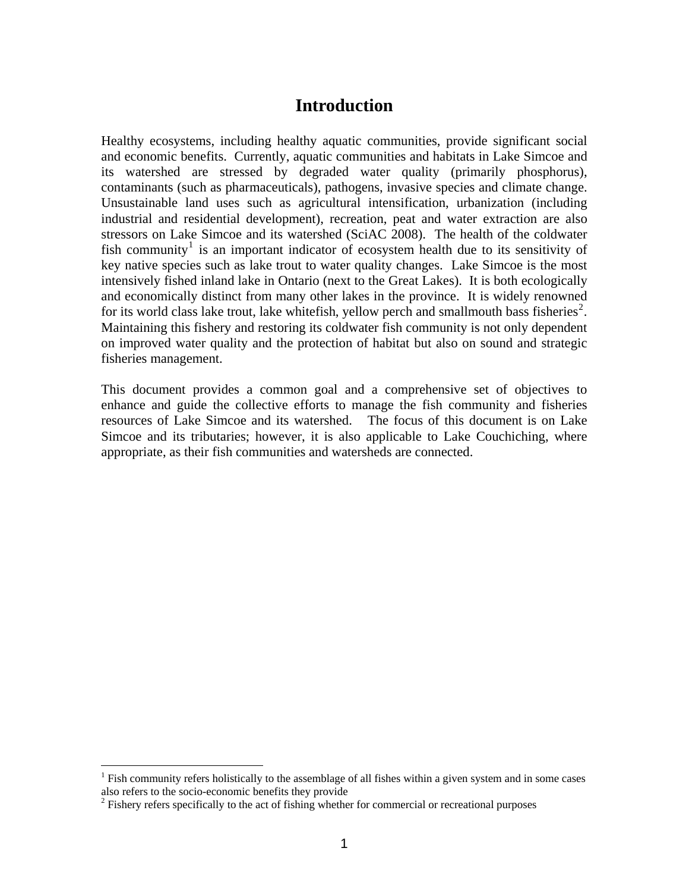# Introduction

Healthy ecosystems, including healthy aquatic communities, provide significant social and economic benefits. Currently, aquatic communities and habitats in Lake Simcoe and its watershed are stressed by degraded water quality (primarily phosphorus), contaminants (such as pharmaceuticals), pathogens, invasive species and climate change. Unsustainable land uses such as agricultural intensification, urbanization (including industrial and residential development), recreation, peat and water extraction are also stressors on Lake Simcoe and its watershed (SciAC 2008). The health of the coldwater fish community[1] is an important indicator of ecosystem health due to its sensitivity of key native species such as lake trout to water quality changes. Lake Simcoe is the most intensively fished inland lake in Ontario (next to the Great Lakes). It is both ecologically and economically distinct from many other lakes in the province. It is widely renowned for its world class lake trout, lake whitefish, yellow perch and smallmouth bass fisheries[2]. Maintaining this fishery and restoring its coldwater fish community is not only dependent on improved water quality and the protection of habitat but also on sound and strategic fisheries management.

This document provides a common goal and a comprehensive set of objectives to enhance and guide the collective efforts to manage the fish community and fisheries resources of Lake Simcoe and its watershed. The focus of this document is on Lake Simcoe and its tributaries; however, it is also applicable to Lake Couchiching, where appropriate, as their fish communities and watersheds are connected.

[1] Fish community refers holistically to the assemblage of all fishes within a given system and in some cases also refers to the socio-economic benefits they provide

[2] Fishery refers specifically to the act of fishing whether for commercial or recreational purposes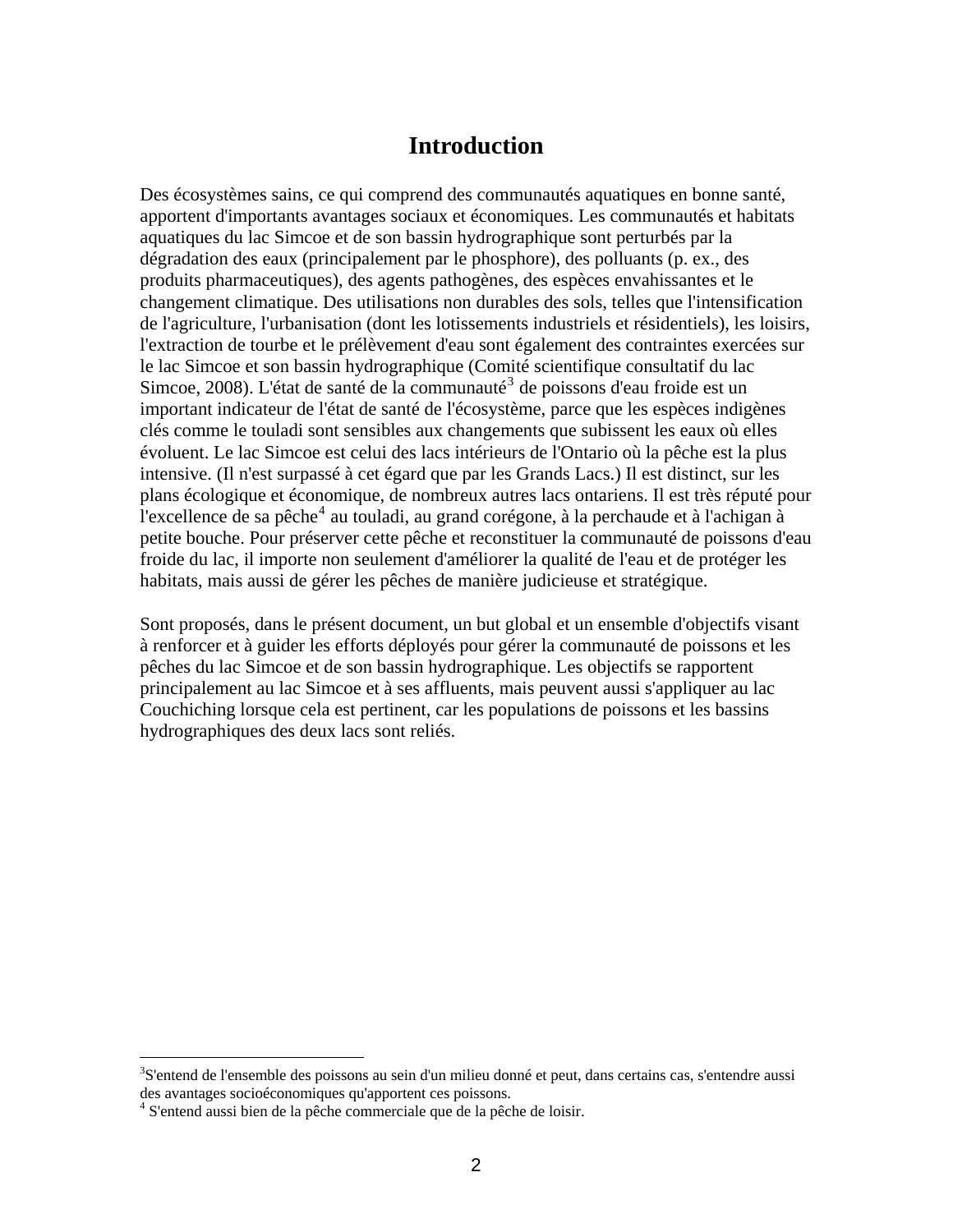# Introduction

Des écosystèmes sains, ce qui comprend des communautés aquatiques en bonne santé, apportent d'importants avantages sociaux et économiques. Les communautés et habitats aquatiques du lac Simcoe et de son bassin hydrographique sont perturbés par la dégradation des eaux (principalement par le phosphore), des polluants (p. ex., des produits pharmaceutiques), des agents pathogènes, des espèces envahissantes et le changement climatique. Des utilisations non durables des sols, telles que l'intensification de l'agriculture, l'urbanisation (dont les lotissements industriels et résidentiels), les loisirs, l'extraction de tourbe et le prélèvement d'eau sont également des contraintes exercées sur le lac Simcoe et son bassin hydrographique (Comité scientifique consultatif du lac Simcoe, 2008). L'état de santé de la communauté[3] de poissons d'eau froide est un important indicateur de l'état de santé de l'écosystème, parce que les espèces indigènes clés comme le touladi sont sensibles aux changements que subissent les eaux où elles évoluent. Le lac Simcoe est celui des lacs intérieurs de l'Ontario où la pêche est la plus intensive. (Il n'est surpassé à cet égard que par les Grands Lacs.) Il est distinct, sur les plans écologique et économique, de nombreux autres lacs ontariens. Il est très réputé pour l'excellence de sa pêche[4] au touladi, au grand corégone, à la perchaude et à l'achigan à petite bouche. Pour préserver cette pêche et reconstituer la communauté de poissons d'eau froide du lac, il importe non seulement d'améliorer la qualité de l'eau et de protéger les habitats, mais aussi de gérer les pêches de manière judicieuse et stratégique.

Sont proposés, dans le présent document, un but global et un ensemble d'objectifs visant à renforcer et à guider les efforts déployés pour gérer la communauté de poissons et les pêches du lac Simcoe et de son bassin hydrographique. Les objectifs se rapportent principalement au lac Simcoe et à ses affluents, mais peuvent aussi s'appliquer au lac Couchiching lorsque cela est pertinent, car les populations de poissons et les bassins hydrographiques des deux lacs sont reliés.

---

[3]S'entend de l'ensemble des poissons au sein d'un milieu donné et peut, dans certains cas, s'entendre aussi des avantages socioéconomiques qu'apportent ces poissons.

[4] S'entend aussi bien de la pêche commerciale que de la pêche de loisir.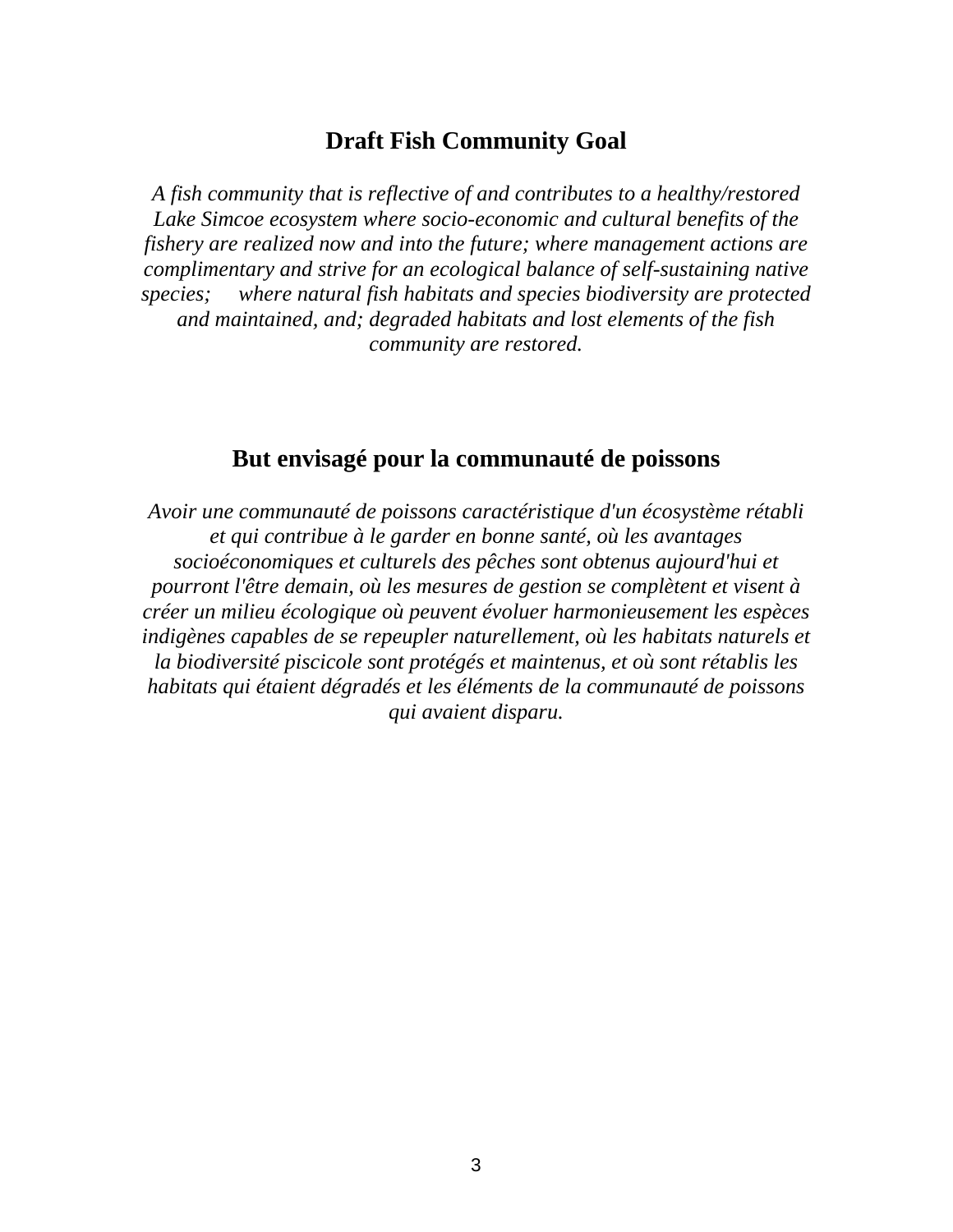## Draft Fish Community Goal

*A fish community that is reflective of and contributes to a healthy/restored Lake Simcoe ecosystem where socio-economic and cultural benefits of the fishery are realized now and into the future; where management actions are complimentary and strive for an ecological balance of self-sustaining native species; where natural fish habitats and species biodiversity are protected and maintained, and; degraded habitats and lost elements of the fish community are restored.*

## But envisagé pour la communauté de poissons

*Avoir une communauté de poissons caractéristique d'un écosystème rétabli et qui contribue à le garder en bonne santé, où les avantages socioéconomiques et culturels des pêches sont obtenus aujourd'hui et pourront l'être demain, où les mesures de gestion se complètent et visent à créer un milieu écologique où peuvent évoluer harmonieusement les espèces indigènes capables de se repeupler naturellement, où les habitats naturels et la biodiversité piscicole sont protégés et maintenus, et où sont rétablis les habitats qui étaient dégradés et les éléments de la communauté de poissons qui avaient disparu.*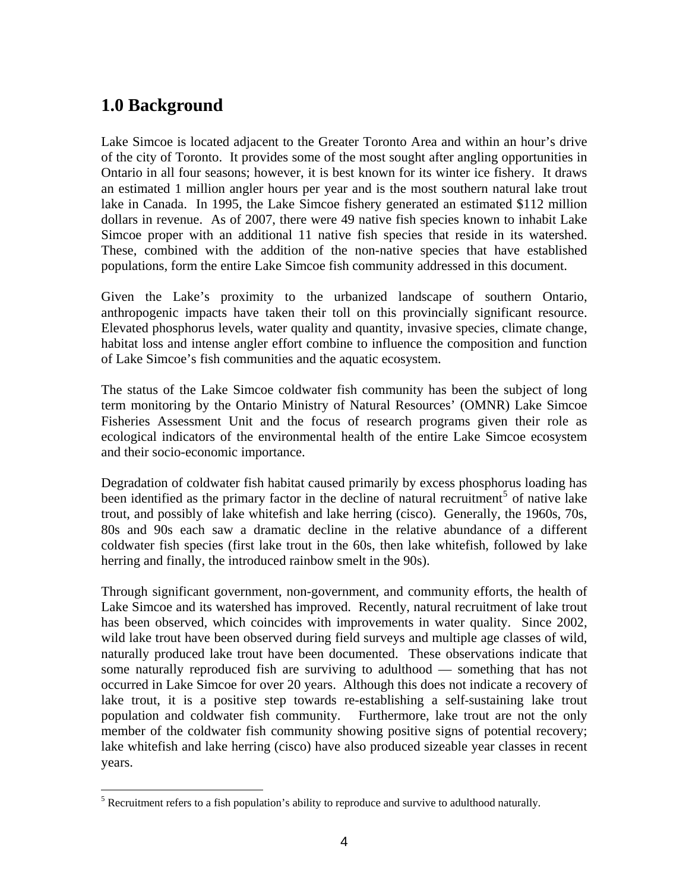## 1.0 Background

Lake Simcoe is located adjacent to the Greater Toronto Area and within an hour's drive of the city of Toronto. It provides some of the most sought after angling opportunities in Ontario in all four seasons; however, it is best known for its winter ice fishery. It draws an estimated 1 million angler hours per year and is the most southern natural lake trout lake in Canada. In 1995, the Lake Simcoe fishery generated an estimated $112 million dollars in revenue. As of 2007, there were 49 native fish species known to inhabit Lake Simcoe proper with an additional 11 native fish species that reside in its watershed. These, combined with the addition of the non-native species that have established populations, form the entire Lake Simcoe fish community addressed in this document.

Given the Lake's proximity to the urbanized landscape of southern Ontario, anthropogenic impacts have taken their toll on this provincially significant resource. Elevated phosphorus levels, water quality and quantity, invasive species, climate change, habitat loss and intense angler effort combine to influence the composition and function of Lake Simcoe's fish communities and the aquatic ecosystem.

The status of the Lake Simcoe coldwater fish community has been the subject of long term monitoring by the Ontario Ministry of Natural Resources' (OMNR) Lake Simcoe Fisheries Assessment Unit and the focus of research programs given their role as ecological indicators of the environmental health of the entire Lake Simcoe ecosystem and their socio-economic importance.

Degradation of coldwater fish habitat caused primarily by excess phosphorus loading has been identified as the primary factor in the decline of natural recruitment[5] of native lake trout, and possibly of lake whitefish and lake herring (cisco). Generally, the 1960s, 70s, 80s and 90s each saw a dramatic decline in the relative abundance of a different coldwater fish species (first lake trout in the 60s, then lake whitefish, followed by lake herring and finally, the introduced rainbow smelt in the 90s).

Through significant government, non-government, and community efforts, the health of Lake Simcoe and its watershed has improved. Recently, natural recruitment of lake trout has been observed, which coincides with improvements in water quality. Since 2002, wild lake trout have been observed during field surveys and multiple age classes of wild, naturally produced lake trout have been documented. These observations indicate that some naturally reproduced fish are surviving to adulthood — something that has not occurred in Lake Simcoe for over 20 years. Although this does not indicate a recovery of lake trout, it is a positive step towards re-establishing a self-sustaining lake trout population and coldwater fish community. Furthermore, lake trout are not the only member of the coldwater fish community showing positive signs of potential recovery; lake whitefish and lake herring (cisco) have also produced sizeable year classes in recent years.

---

[5] Recruitment refers to a fish population's ability to reproduce and survive to adulthood naturally.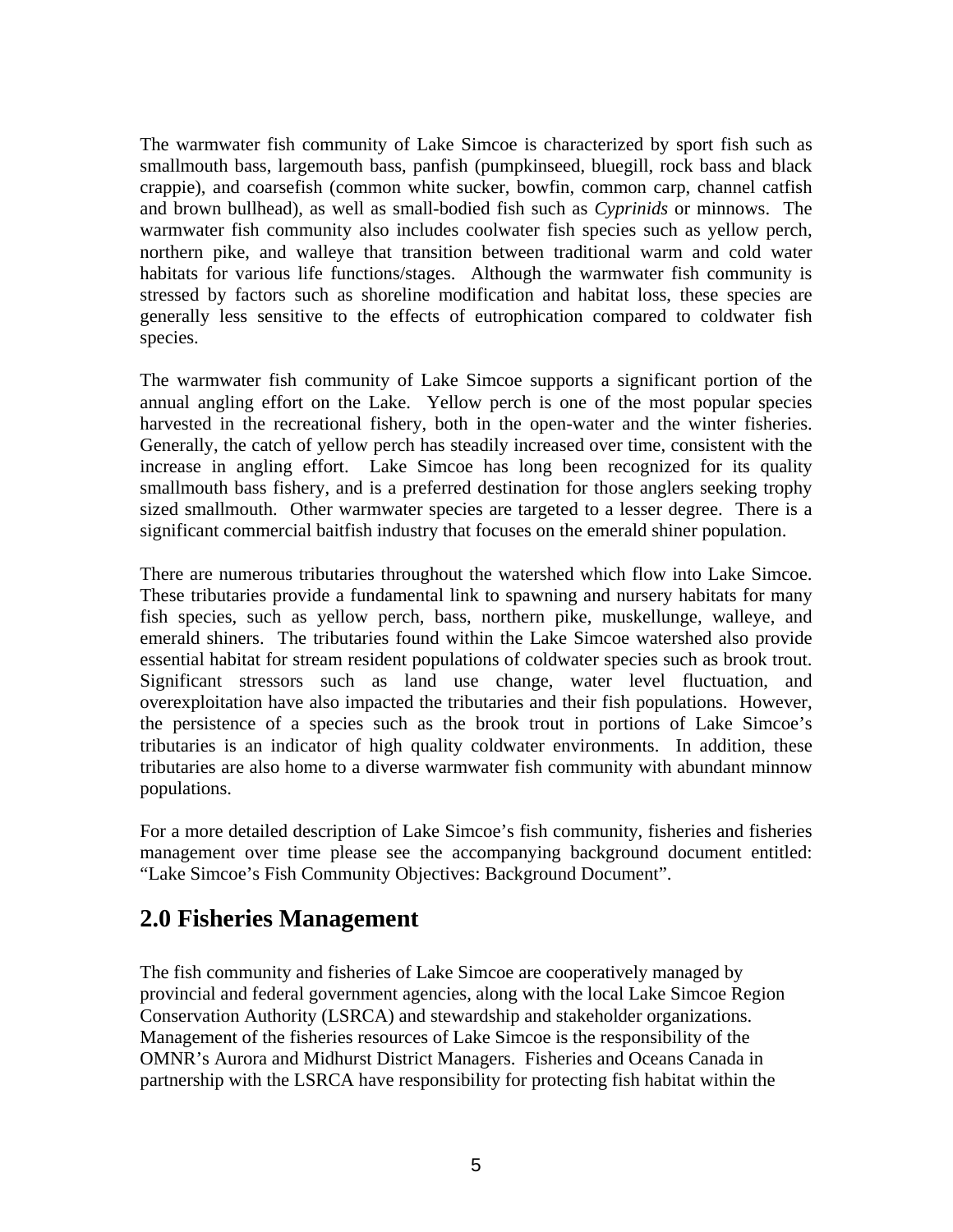The warmwater fish community of Lake Simcoe is characterized by sport fish such as smallmouth bass, largemouth bass, panfish (pumpkinseed, bluegill, rock bass and black crappie), and coarsefish (common white sucker, bowfin, common carp, channel catfish and brown bullhead), as well as small-bodied fish such as *Cyprinids* or minnows. The warmwater fish community also includes coolwater fish species such as yellow perch, northern pike, and walleye that transition between traditional warm and cold water habitats for various life functions/stages. Although the warmwater fish community is stressed by factors such as shoreline modification and habitat loss, these species are generally less sensitive to the effects of eutrophication compared to coldwater fish species.

The warmwater fish community of Lake Simcoe supports a significant portion of the annual angling effort on the Lake. Yellow perch is one of the most popular species harvested in the recreational fishery, both in the open-water and the winter fisheries. Generally, the catch of yellow perch has steadily increased over time, consistent with the increase in angling effort. Lake Simcoe has long been recognized for its quality smallmouth bass fishery, and is a preferred destination for those anglers seeking trophy sized smallmouth. Other warmwater species are targeted to a lesser degree. There is a significant commercial baitfish industry that focuses on the emerald shiner population.

There are numerous tributaries throughout the watershed which flow into Lake Simcoe. These tributaries provide a fundamental link to spawning and nursery habitats for many fish species, such as yellow perch, bass, northern pike, muskellunge, walleye, and emerald shiners. The tributaries found within the Lake Simcoe watershed also provide essential habitat for stream resident populations of coldwater species such as brook trout. Significant stressors such as land use change, water level fluctuation, and overexploitation have also impacted the tributaries and their fish populations. However, the persistence of a species such as the brook trout in portions of Lake Simcoe's tributaries is an indicator of high quality coldwater environments. In addition, these tributaries are also home to a diverse warmwater fish community with abundant minnow populations.

For a more detailed description of Lake Simcoe's fish community, fisheries and fisheries management over time please see the accompanying background document entitled: "Lake Simcoe's Fish Community Objectives: Background Document".

## 2.0 Fisheries Management

The fish community and fisheries of Lake Simcoe are cooperatively managed by provincial and federal government agencies, along with the local Lake Simcoe Region Conservation Authority (LSRCA) and stewardship and stakeholder organizations. Management of the fisheries resources of Lake Simcoe is the responsibility of the OMNR's Aurora and Midhurst District Managers. Fisheries and Oceans Canada in partnership with the LSRCA have responsibility for protecting fish habitat within the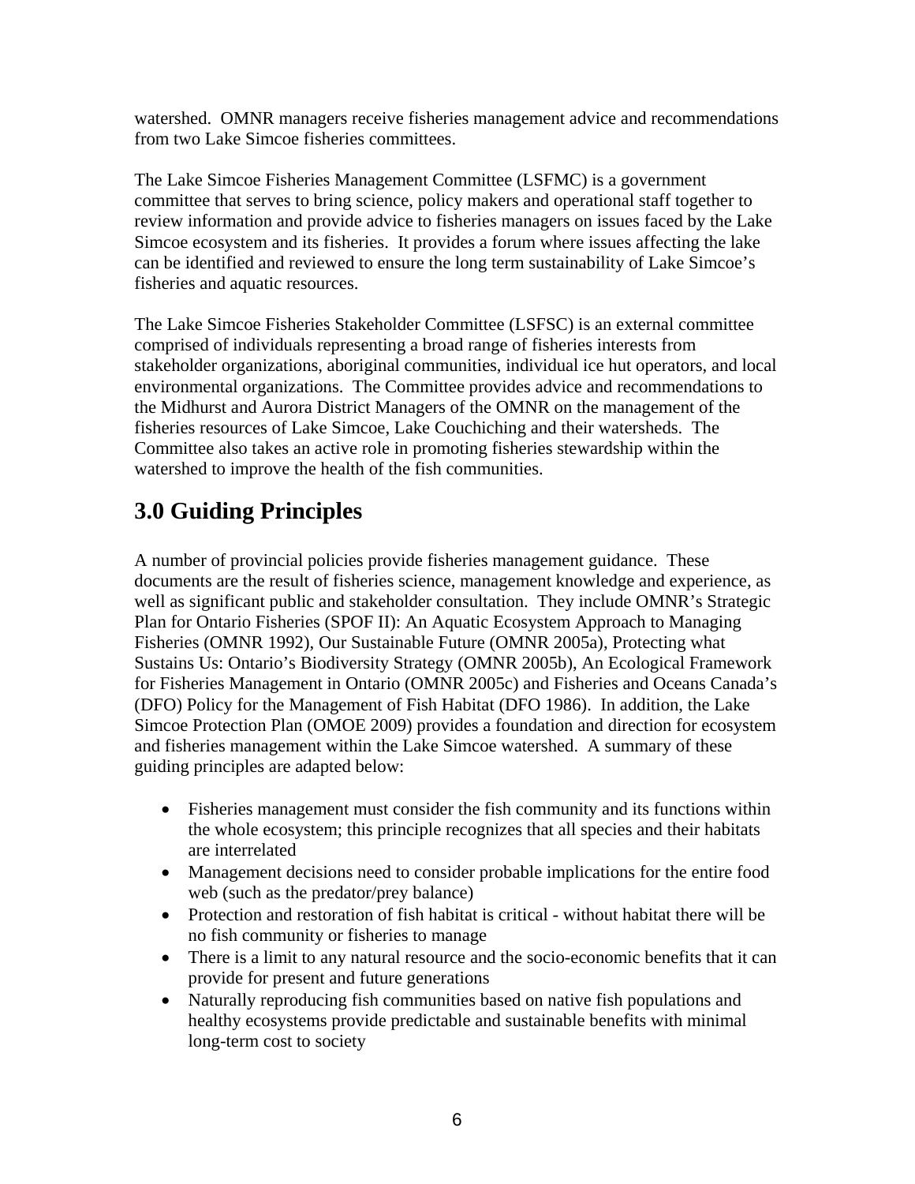watershed. OMNR managers receive fisheries management advice and recommendations from two Lake Simcoe fisheries committees.

The Lake Simcoe Fisheries Management Committee (LSFMC) is a government committee that serves to bring science, policy makers and operational staff together to review information and provide advice to fisheries managers on issues faced by the Lake Simcoe ecosystem and its fisheries. It provides a forum where issues affecting the lake can be identified and reviewed to ensure the long term sustainability of Lake Simcoe's fisheries and aquatic resources.

The Lake Simcoe Fisheries Stakeholder Committee (LSFSC) is an external committee comprised of individuals representing a broad range of fisheries interests from stakeholder organizations, aboriginal communities, individual ice hut operators, and local environmental organizations. The Committee provides advice and recommendations to the Midhurst and Aurora District Managers of the OMNR on the management of the fisheries resources of Lake Simcoe, Lake Couchiching and their watersheds. The Committee also takes an active role in promoting fisheries stewardship within the watershed to improve the health of the fish communities.

## 3.0 Guiding Principles

A number of provincial policies provide fisheries management guidance. These documents are the result of fisheries science, management knowledge and experience, as well as significant public and stakeholder consultation. They include OMNR's Strategic Plan for Ontario Fisheries (SPOF II): An Aquatic Ecosystem Approach to Managing Fisheries (OMNR 1992), Our Sustainable Future (OMNR 2005a), Protecting what Sustains Us: Ontario's Biodiversity Strategy (OMNR 2005b), An Ecological Framework for Fisheries Management in Ontario (OMNR 2005c) and Fisheries and Oceans Canada's (DFO) Policy for the Management of Fish Habitat (DFO 1986). In addition, the Lake Simcoe Protection Plan (OMOE 2009) provides a foundation and direction for ecosystem and fisheries management within the Lake Simcoe watershed. A summary of these guiding principles are adapted below:

- Fisheries management must consider the fish community and its functions within the whole ecosystem; this principle recognizes that all species and their habitats are interrelated
- Management decisions need to consider probable implications for the entire food web (such as the predator/prey balance)
- Protection and restoration of fish habitat is critical - without habitat there will be no fish community or fisheries to manage
- There is a limit to any natural resource and the socio-economic benefits that it can provide for present and future generations
- Naturally reproducing fish communities based on native fish populations and healthy ecosystems provide predictable and sustainable benefits with minimal long-term cost to society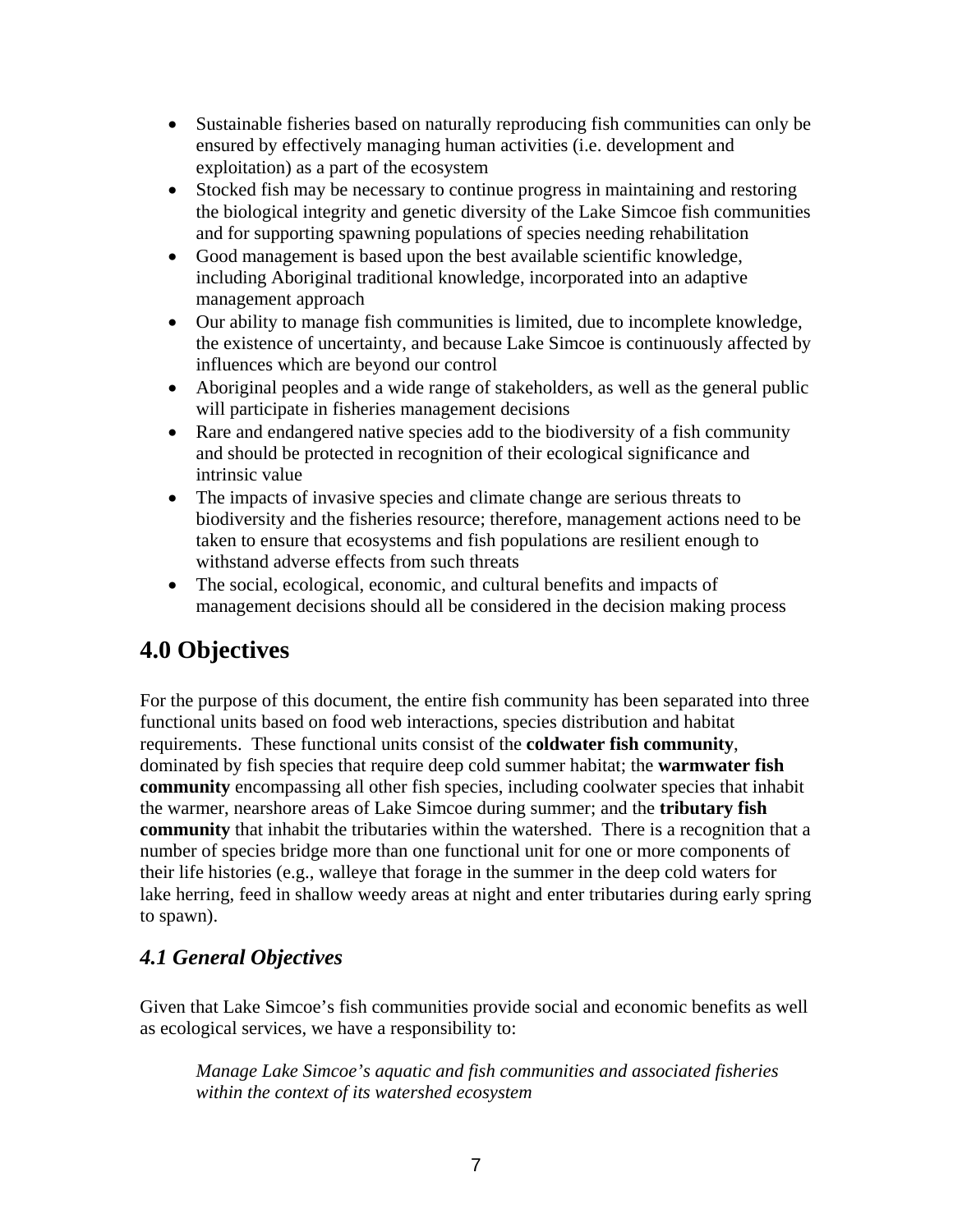- Sustainable fisheries based on naturally reproducing fish communities can only be ensured by effectively managing human activities (i.e. development and exploitation) as a part of the ecosystem
- Stocked fish may be necessary to continue progress in maintaining and restoring the biological integrity and genetic diversity of the Lake Simcoe fish communities and for supporting spawning populations of species needing rehabilitation
- Good management is based upon the best available scientific knowledge, including Aboriginal traditional knowledge, incorporated into an adaptive management approach
- Our ability to manage fish communities is limited, due to incomplete knowledge, the existence of uncertainty, and because Lake Simcoe is continuously affected by influences which are beyond our control
- Aboriginal peoples and a wide range of stakeholders, as well as the general public will participate in fisheries management decisions
- Rare and endangered native species add to the biodiversity of a fish community and should be protected in recognition of their ecological significance and intrinsic value
- The impacts of invasive species and climate change are serious threats to biodiversity and the fisheries resource; therefore, management actions need to be taken to ensure that ecosystems and fish populations are resilient enough to withstand adverse effects from such threats
- The social, ecological, economic, and cultural benefits and impacts of management decisions should all be considered in the decision making process

# 4.0 Objectives

For the purpose of this document, the entire fish community has been separated into three functional units based on food web interactions, species distribution and habitat requirements. These functional units consist of the **coldwater fish community**, dominated by fish species that require deep cold summer habitat; the **warmwater fish community** encompassing all other fish species, including coolwater species that inhabit the warmer, nearshore areas of Lake Simcoe during summer; and the **tributary fish community** that inhabit the tributaries within the watershed. There is a recognition that a number of species bridge more than one functional unit for one or more components of their life histories (e.g., walleye that forage in the summer in the deep cold waters for lake herring, feed in shallow weedy areas at night and enter tributaries during early spring to spawn).

## *4.1 General Objectives*

Given that Lake Simcoe's fish communities provide social and economic benefits as well as ecological services, we have a responsibility to:

> *Manage Lake Simcoe's aquatic and fish communities and associated fisheries within the context of its watershed ecosystem*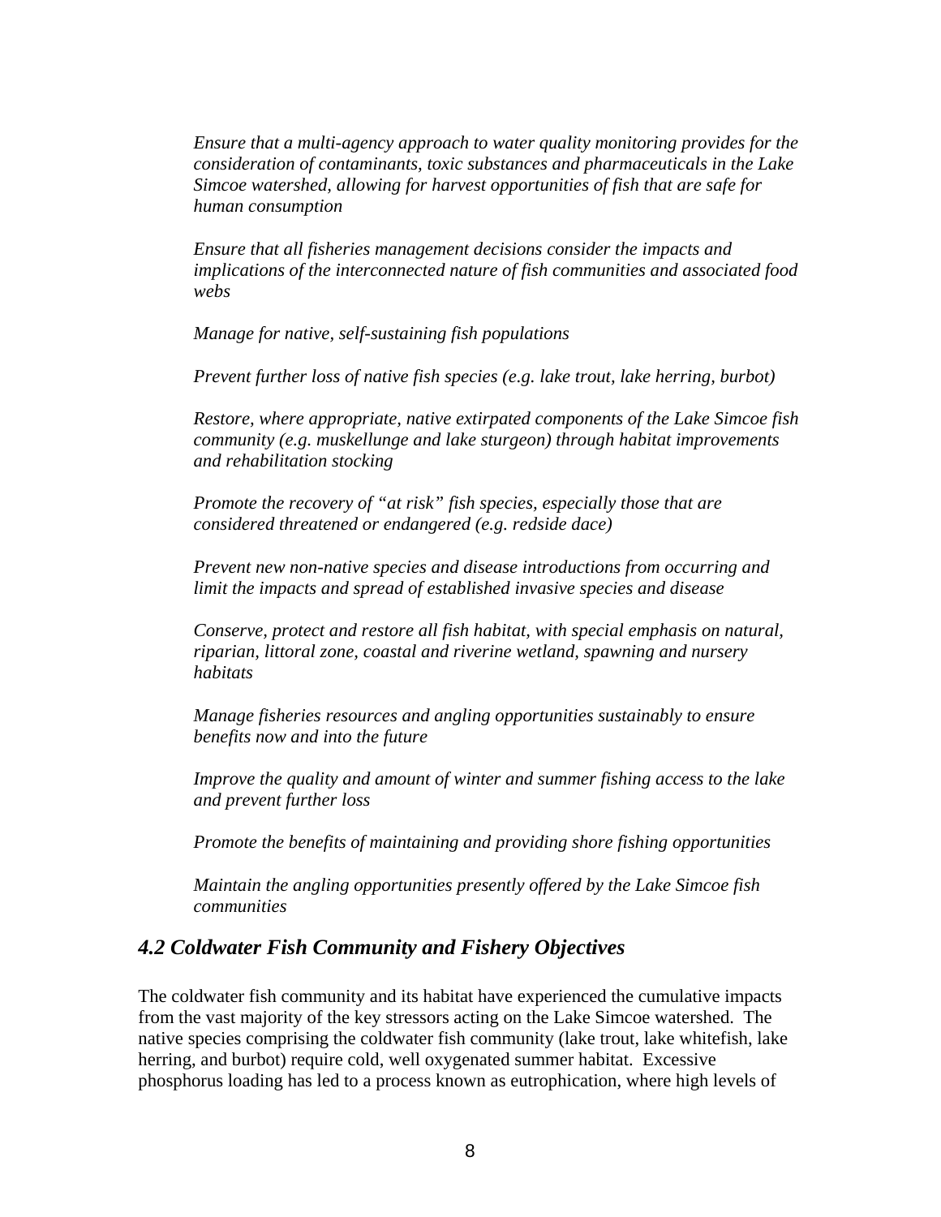*Ensure that a multi-agency approach to water quality monitoring provides for the consideration of contaminants, toxic substances and pharmaceuticals in the Lake Simcoe watershed, allowing for harvest opportunities of fish that are safe for human consumption*

*Ensure that all fisheries management decisions consider the impacts and implications of the interconnected nature of fish communities and associated food webs*

*Manage for native, self-sustaining fish populations*

*Prevent further loss of native fish species (e.g. lake trout, lake herring, burbot)*

*Restore, where appropriate, native extirpated components of the Lake Simcoe fish community (e.g. muskellunge and lake sturgeon) through habitat improvements and rehabilitation stocking*

*Promote the recovery of "at risk" fish species, especially those that are considered threatened or endangered (e.g. redside dace)*

*Prevent new non-native species and disease introductions from occurring and limit the impacts and spread of established invasive species and disease*

*Conserve, protect and restore all fish habitat, with special emphasis on natural, riparian, littoral zone, coastal and riverine wetland, spawning and nursery habitats*

*Manage fisheries resources and angling opportunities sustainably to ensure benefits now and into the future*

*Improve the quality and amount of winter and summer fishing access to the lake and prevent further loss*

*Promote the benefits of maintaining and providing shore fishing opportunities*

*Maintain the angling opportunities presently offered by the Lake Simcoe fish communities*

## *4.2 Coldwater Fish Community and Fishery Objectives*

The coldwater fish community and its habitat have experienced the cumulative impacts from the vast majority of the key stressors acting on the Lake Simcoe watershed. The native species comprising the coldwater fish community (lake trout, lake whitefish, lake herring, and burbot) require cold, well oxygenated summer habitat. Excessive phosphorus loading has led to a process known as eutrophication, where high levels of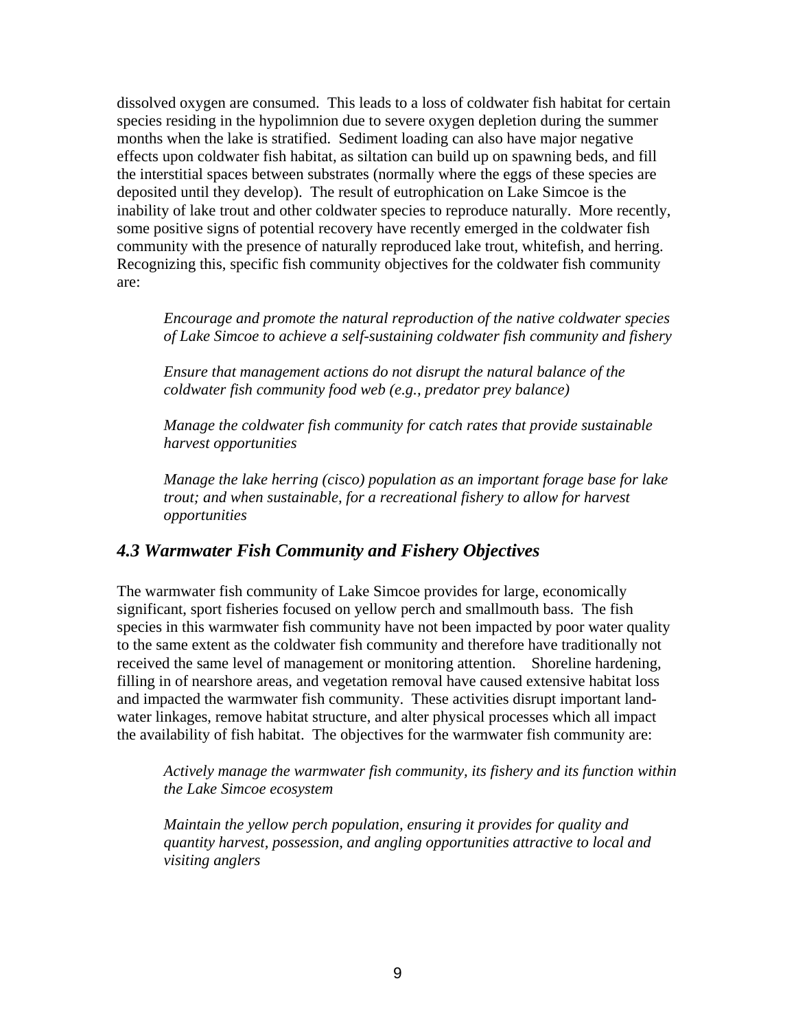dissolved oxygen are consumed. This leads to a loss of coldwater fish habitat for certain species residing in the hypolimnion due to severe oxygen depletion during the summer months when the lake is stratified. Sediment loading can also have major negative effects upon coldwater fish habitat, as siltation can build up on spawning beds, and fill the interstitial spaces between substrates (normally where the eggs of these species are deposited until they develop). The result of eutrophication on Lake Simcoe is the inability of lake trout and other coldwater species to reproduce naturally. More recently, some positive signs of potential recovery have recently emerged in the coldwater fish community with the presence of naturally reproduced lake trout, whitefish, and herring. Recognizing this, specific fish community objectives for the coldwater fish community are:

> *Encourage and promote the natural reproduction of the native coldwater species of Lake Simcoe to achieve a self-sustaining coldwater fish community and fishery*
>
> *Ensure that management actions do not disrupt the natural balance of the coldwater fish community food web (e.g., predator prey balance)*
>
> *Manage the coldwater fish community for catch rates that provide sustainable harvest opportunities*
>
> *Manage the lake herring (cisco) population as an important forage base for lake trout; and when sustainable, for a recreational fishery to allow for harvest opportunities*

## *4.3 Warmwater Fish Community and Fishery Objectives*

The warmwater fish community of Lake Simcoe provides for large, economically significant, sport fisheries focused on yellow perch and smallmouth bass. The fish species in this warmwater fish community have not been impacted by poor water quality to the same extent as the coldwater fish community and therefore have traditionally not received the same level of management or monitoring attention. Shoreline hardening, filling in of nearshore areas, and vegetation removal have caused extensive habitat loss and impacted the warmwater fish community. These activities disrupt important land-water linkages, remove habitat structure, and alter physical processes which all impact the availability of fish habitat. The objectives for the warmwater fish community are:

> *Actively manage the warmwater fish community, its fishery and its function within the Lake Simcoe ecosystem*
>
> *Maintain the yellow perch population, ensuring it provides for quality and quantity harvest, possession, and angling opportunities attractive to local and visiting anglers*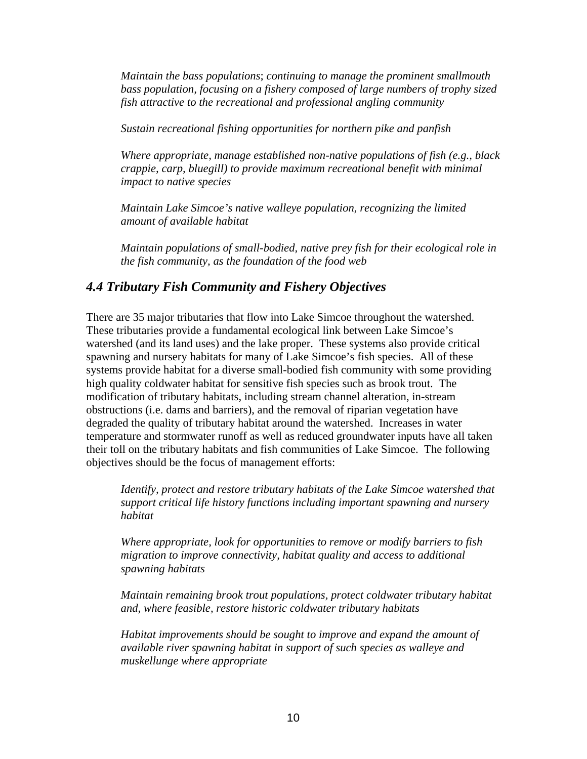*Maintain the bass populations*; *continuing to manage the prominent smallmouth bass population, focusing on a fishery composed of large numbers of trophy sized fish attractive to the recreational and professional angling community*

*Sustain recreational fishing opportunities for northern pike and panfish*

*Where appropriate, manage established non-native populations of fish (e.g., black crappie, carp, bluegill) to provide maximum recreational benefit with minimal impact to native species*

*Maintain Lake Simcoe's native walleye population, recognizing the limited amount of available habitat*

*Maintain populations of small-bodied, native prey fish for their ecological role in the fish community, as the foundation of the food web*

## *4.4 Tributary Fish Community and Fishery Objectives*

There are 35 major tributaries that flow into Lake Simcoe throughout the watershed. These tributaries provide a fundamental ecological link between Lake Simcoe's watershed (and its land uses) and the lake proper. These systems also provide critical spawning and nursery habitats for many of Lake Simcoe's fish species. All of these systems provide habitat for a diverse small-bodied fish community with some providing high quality coldwater habitat for sensitive fish species such as brook trout. The modification of tributary habitats, including stream channel alteration, in-stream obstructions (i.e. dams and barriers), and the removal of riparian vegetation have degraded the quality of tributary habitat around the watershed. Increases in water temperature and stormwater runoff as well as reduced groundwater inputs have all taken their toll on the tributary habitats and fish communities of Lake Simcoe. The following objectives should be the focus of management efforts:

*Identify, protect and restore tributary habitats of the Lake Simcoe watershed that support critical life history functions including important spawning and nursery habitat*

*Where appropriate, look for opportunities to remove or modify barriers to fish migration to improve connectivity, habitat quality and access to additional spawning habitats*

*Maintain remaining brook trout populations, protect coldwater tributary habitat and, where feasible, restore historic coldwater tributary habitats*

*Habitat improvements should be sought to improve and expand the amount of available river spawning habitat in support of such species as walleye and muskellunge where appropriate*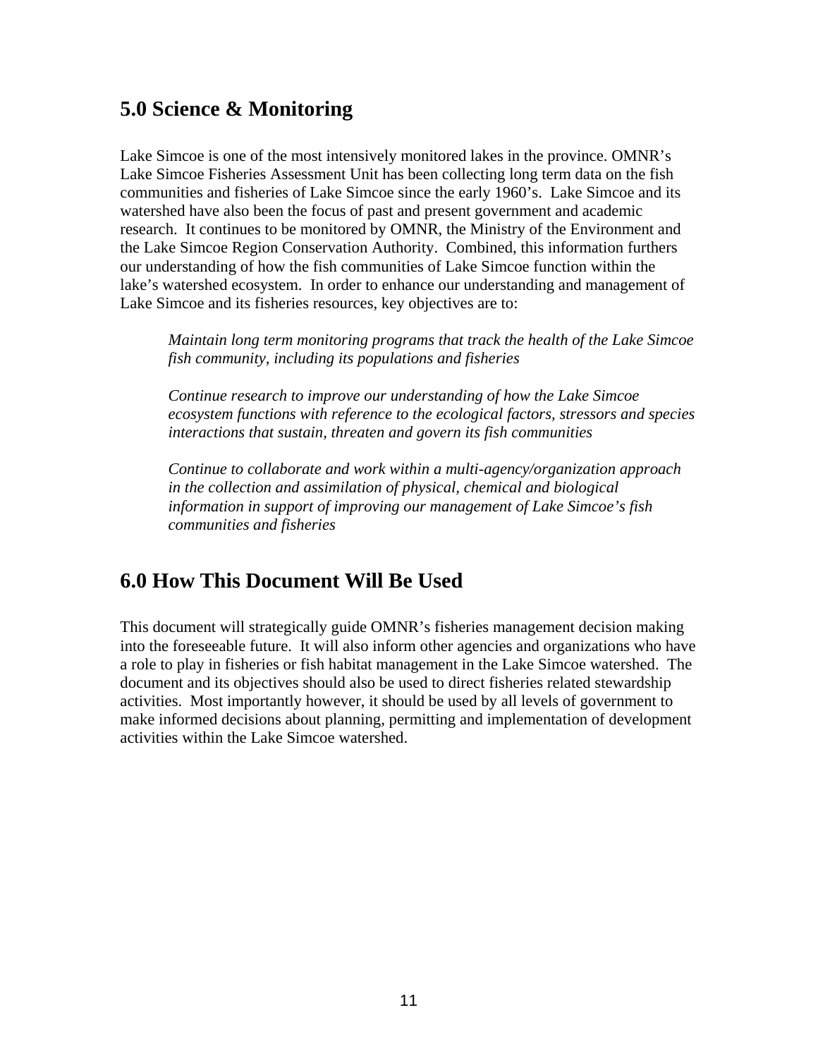## 5.0 Science & Monitoring

Lake Simcoe is one of the most intensively monitored lakes in the province. OMNR's Lake Simcoe Fisheries Assessment Unit has been collecting long term data on the fish communities and fisheries of Lake Simcoe since the early 1960's. Lake Simcoe and its watershed have also been the focus of past and present government and academic research. It continues to be monitored by OMNR, the Ministry of the Environment and the Lake Simcoe Region Conservation Authority. Combined, this information furthers our understanding of how the fish communities of Lake Simcoe function within the lake's watershed ecosystem. In order to enhance our understanding and management of Lake Simcoe and its fisheries resources, key objectives are to:

> *Maintain long term monitoring programs that track the health of the Lake Simcoe fish community, including its populations and fisheries*
>
> *Continue research to improve our understanding of how the Lake Simcoe ecosystem functions with reference to the ecological factors, stressors and species interactions that sustain, threaten and govern its fish communities*
>
> *Continue to collaborate and work within a multi-agency/organization approach in the collection and assimilation of physical, chemical and biological information in support of improving our management of Lake Simcoe's fish communities and fisheries*

## 6.0 How This Document Will Be Used

This document will strategically guide OMNR's fisheries management decision making into the foreseeable future. It will also inform other agencies and organizations who have a role to play in fisheries or fish habitat management in the Lake Simcoe watershed. The document and its objectives should also be used to direct fisheries related stewardship activities. Most importantly however, it should be used by all levels of government to make informed decisions about planning, permitting and implementation of development activities within the Lake Simcoe watershed.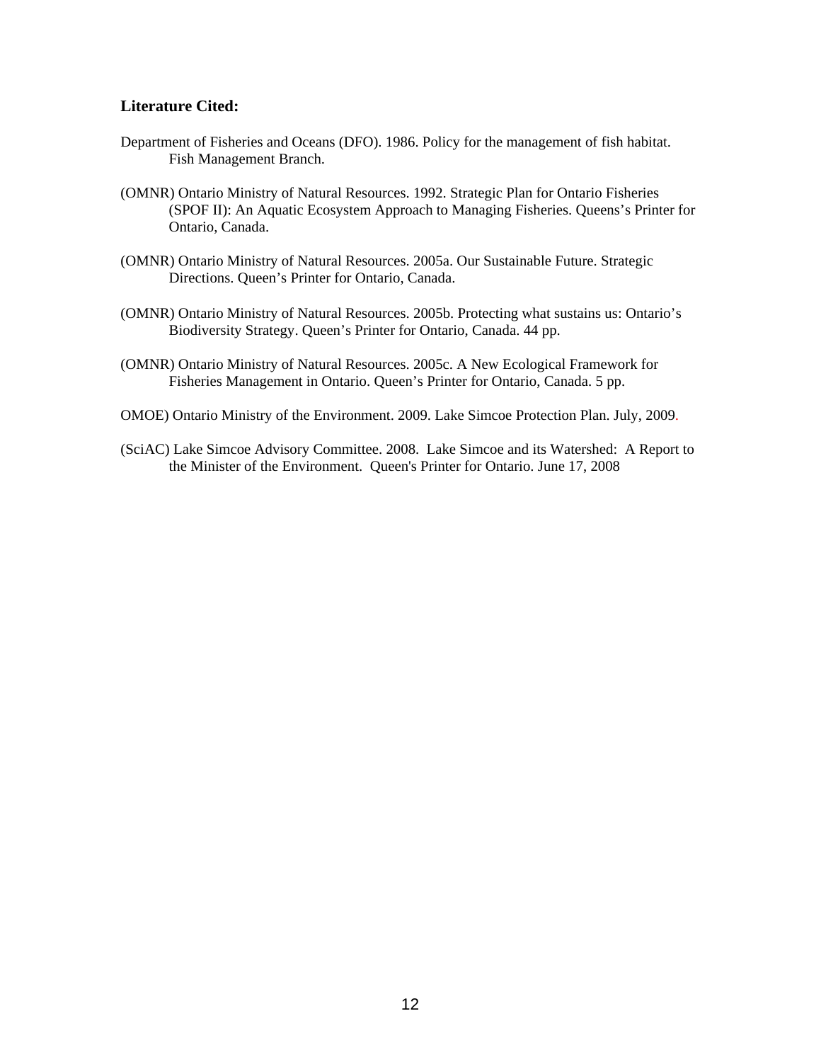### Literature Cited:

Department of Fisheries and Oceans (DFO). 1986. Policy for the management of fish habitat. Fish Management Branch.

(OMNR) Ontario Ministry of Natural Resources. 1992. Strategic Plan for Ontario Fisheries (SPOF II): An Aquatic Ecosystem Approach to Managing Fisheries. Queens's Printer for Ontario, Canada.

(OMNR) Ontario Ministry of Natural Resources. 2005a. Our Sustainable Future. Strategic Directions. Queen's Printer for Ontario, Canada.

(OMNR) Ontario Ministry of Natural Resources. 2005b. Protecting what sustains us: Ontario's Biodiversity Strategy. Queen's Printer for Ontario, Canada. 44 pp.

(OMNR) Ontario Ministry of Natural Resources. 2005c. A New Ecological Framework for Fisheries Management in Ontario. Queen's Printer for Ontario, Canada. 5 pp.

OMOE) Ontario Ministry of the Environment. 2009. Lake Simcoe Protection Plan. July, 2009.

(SciAC) Lake Simcoe Advisory Committee. 2008. Lake Simcoe and its Watershed: A Report to the Minister of the Environment. Queen's Printer for Ontario. June 17, 2008